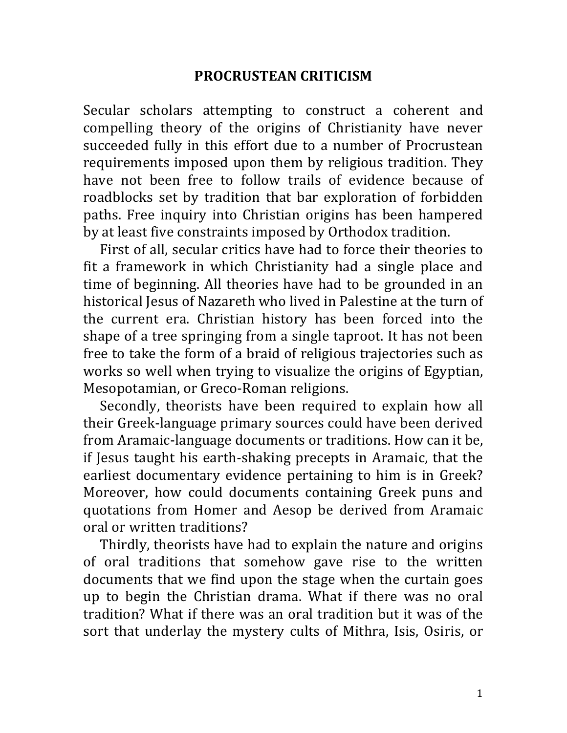# PROCRUSTEAN CRITICISM

Secular scholars attempting to construct a coherent and compelling theory of the origins of Christianity have never succeeded fully in this effort due to a number of Procrustean requirements imposed upon them by religious tradition. They have not been free to follow trails of evidence because of roadblocks set by tradition that bar exploration of forbidden paths. Free inquiry into Christian origins has been hampered by at least five constraints imposed by Orthodox tradition.

First of all, secular critics have had to force their theories to fit a framework in which Christianity had a single place and time of beginning. All theories have had to be grounded in an historical Jesus of Nazareth who lived in Palestine at the turn of the current era. Christian history has been forced into the shape of a tree springing from a single taproot. It has not been free to take the form of a braid of religious trajectories such as works so well when trying to visualize the origins of Egyptian, Mesopotamian, or Greco-Roman religions.

Secondly, theorists have been required to explain how all their Greek-language primary sources could have been derived from Aramaic-language documents or traditions. How can it be, if Jesus taught his earth-shaking precepts in Aramaic, that the earliest documentary evidence pertaining to him is in Greek? Moreover, how could documents containing Greek puns and quotations from Homer and Aesop be derived from Aramaic oral or written traditions?

Thirdly, theorists have had to explain the nature and origins of oral traditions that somehow gave rise to the written documents that we find upon the stage when the curtain goes up to begin the Christian drama. What if there was no oral tradition? What if there was an oral tradition but it was of the sort that underlay the mystery cults of Mithra, Isis, Osiris, or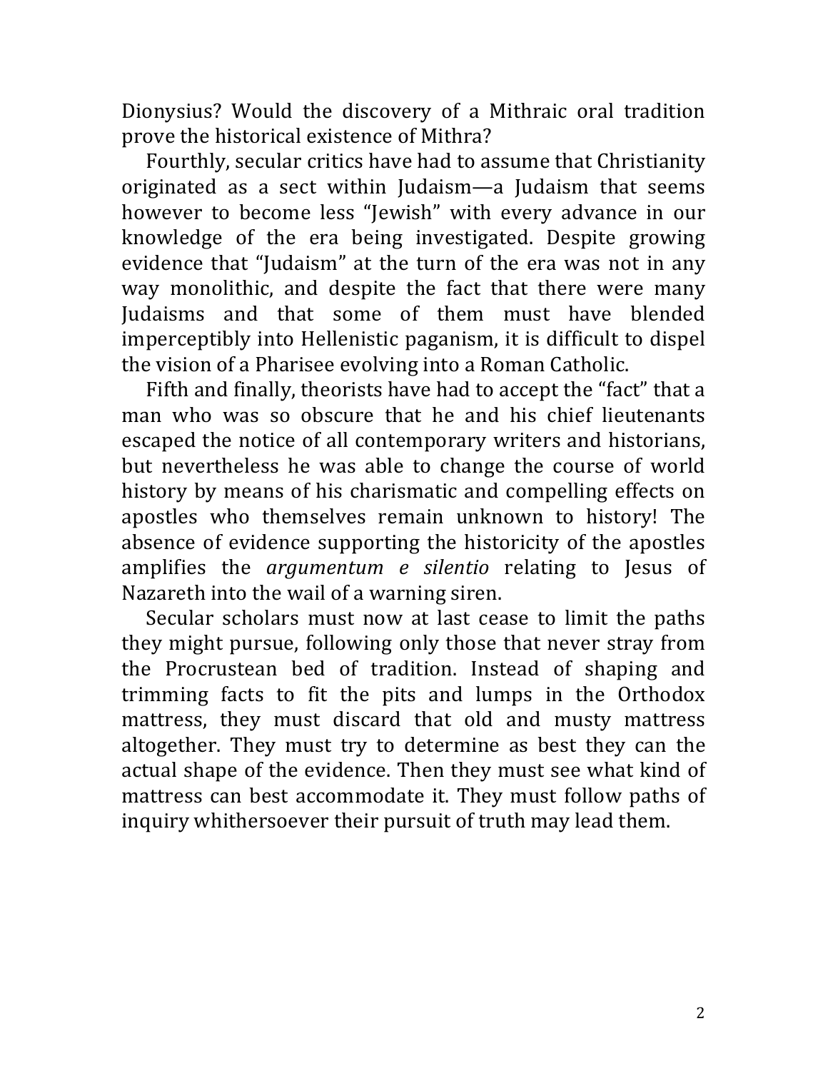Dionysius? Would the discovery of a Mithraic oral tradition prove the historical existence of Mithra?

Fourthly, secular critics have had to assume that Christianity originated as a sect within Judaism—a Judaism that seems however to become less "Jewish" with every advance in our knowledge of the era being investigated. Despite growing evidence that "Judaism" at the turn of the era was not in any way monolithic, and despite the fact that there were many Judaisms and that some of them must have blended imperceptibly into Hellenistic paganism, it is difficult to dispel the vision of a Pharisee evolving into a Roman Catholic.

Fifth and finally, theorists have had to accept the "fact" that a man who was so obscure that he and his chief lieutenants escaped the notice of all contemporary writers and historians, but nevertheless he was able to change the course of world history by means of his charismatic and compelling effects on apostles who themselves remain unknown to history! The absence of evidence supporting the historicity of the apostles amplifies the *argumentum e silentio* relating to Jesus of Nazareth into the wail of a warning siren.

Secular scholars must now at last cease to limit the paths they might pursue, following only those that never stray from the Procrustean bed of tradition. Instead of shaping and trimming facts to fit the pits and lumps in the Orthodox mattress, they must discard that old and musty mattress altogether. They must try to determine as best they can the actual shape of the evidence. Then they must see what kind of mattress can best accommodate it. They must follow paths of inquiry whithersoever their pursuit of truth may lead them.